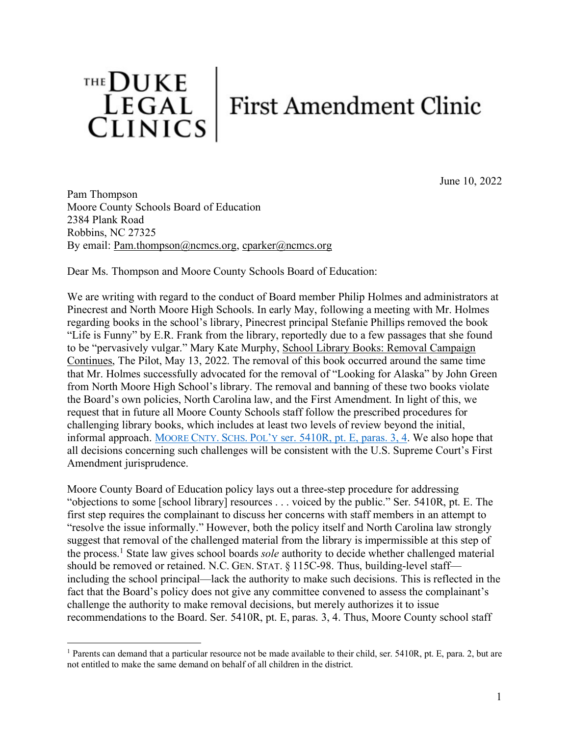THE DUKE LEGAL CLINICS | First Amendment Clinic

June 10, 2022

Pam Thompson
Moore County Schools Board of Education
2384 Plank Road
Robbins, NC 27325
By email: Pam.thompson@ncmcs.org, cparker@ncmcs.org

Dear Ms. Thompson and Moore County Schools Board of Education:

We are writing with regard to the conduct of Board member Philip Holmes and administrators at Pinecrest and North Moore High Schools. In early May, following a meeting with Mr. Holmes regarding books in the school's library, Pinecrest principal Stefanie Phillips removed the book "Life is Funny" by E.R. Frank from the library, reportedly due to a few passages that she found to be "pervasively vulgar." Mary Kate Murphy, School Library Books: Removal Campaign Continues, The Pilot, May 13, 2022. The removal of this book occurred around the same time that Mr. Holmes successfully advocated for the removal of "Looking for Alaska" by John Green from North Moore High School's library. The removal and banning of these two books violate the Board's own policies, North Carolina law, and the First Amendment. In light of this, we request that in future all Moore County Schools staff follow the prescribed procedures for challenging library books, which includes at least two levels of review beyond the initial, informal approach. MOORE CNTY. SCHS. POL'Y ser. 5410R, pt. E, paras. 3, 4. We also hope that all decisions concerning such challenges will be consistent with the U.S. Supreme Court's First Amendment jurisprudence.

Moore County Board of Education policy lays out a three-step procedure for addressing "objections to some [school library] resources . . . voiced by the public." Ser. 5410R, pt. E. The first step requires the complainant to discuss her concerns with staff members in an attempt to "resolve the issue informally." However, both the policy itself and North Carolina law strongly suggest that removal of the challenged material from the library is impermissible at this step of the process.[1] State law gives school boards *sole* authority to decide whether challenged material should be removed or retained. N.C. GEN. STAT. § 115C-98. Thus, building-level staff—including the school principal—lack the authority to make such decisions. This is reflected in the fact that the Board's policy does not give any committee convened to assess the complainant's challenge the authority to make removal decisions, but merely authorizes it to issue recommendations to the Board. Ser. 5410R, pt. E, paras. 3, 4. Thus, Moore County school staff

[1] Parents can demand that a particular resource not be made available to their child, ser. 5410R, pt. E, para. 2, but are not entitled to make the same demand on behalf of all children in the district.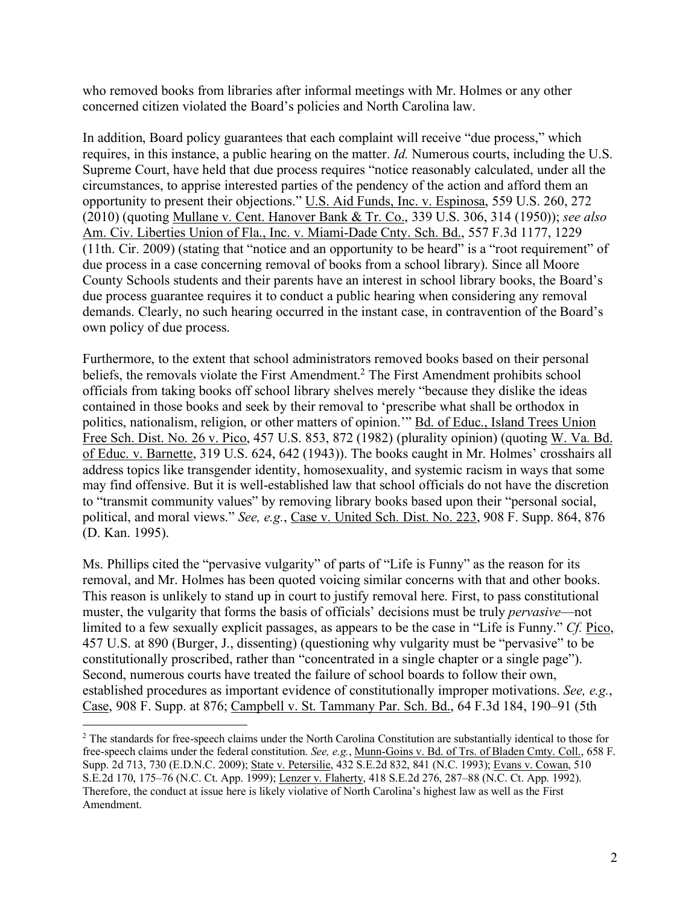who removed books from libraries after informal meetings with Mr. Holmes or any other concerned citizen violated the Board's policies and North Carolina law.

In addition, Board policy guarantees that each complaint will receive "due process," which requires, in this instance, a public hearing on the matter. *Id.* Numerous courts, including the U.S. Supreme Court, have held that due process requires "notice reasonably calculated, under all the circumstances, to apprise interested parties of the pendency of the action and afford them an opportunity to present their objections." U.S. Aid Funds, Inc. v. Espinosa, 559 U.S. 260, 272 (2010) (quoting Mullane v. Cent. Hanover Bank & Tr. Co., 339 U.S. 306, 314 (1950)); *see also* Am. Civ. Liberties Union of Fla., Inc. v. Miami-Dade Cnty. Sch. Bd., 557 F.3d 1177, 1229 (11th. Cir. 2009) (stating that "notice and an opportunity to be heard" is a "root requirement" of due process in a case concerning removal of books from a school library). Since all Moore County Schools students and their parents have an interest in school library books, the Board's due process guarantee requires it to conduct a public hearing when considering any removal demands. Clearly, no such hearing occurred in the instant case, in contravention of the Board's own policy of due process.

Furthermore, to the extent that school administrators removed books based on their personal beliefs, the removals violate the First Amendment.[2] The First Amendment prohibits school officials from taking books off school library shelves merely "because they dislike the ideas contained in those books and seek by their removal to 'prescribe what shall be orthodox in politics, nationalism, religion, or other matters of opinion.'" Bd. of Educ., Island Trees Union Free Sch. Dist. No. 26 v. Pico, 457 U.S. 853, 872 (1982) (plurality opinion) (quoting W. Va. Bd. of Educ. v. Barnette, 319 U.S. 624, 642 (1943)). The books caught in Mr. Holmes' crosshairs all address topics like transgender identity, homosexuality, and systemic racism in ways that some may find offensive. But it is well-established law that school officials do not have the discretion to "transmit community values" by removing library books based upon their "personal social, political, and moral views." *See, e.g.*, Case v. United Sch. Dist. No. 223, 908 F. Supp. 864, 876 (D. Kan. 1995).

Ms. Phillips cited the "pervasive vulgarity" of parts of "Life is Funny" as the reason for its removal, and Mr. Holmes has been quoted voicing similar concerns with that and other books. This reason is unlikely to stand up in court to justify removal here. First, to pass constitutional muster, the vulgarity that forms the basis of officials' decisions must be truly *pervasive*—not limited to a few sexually explicit passages, as appears to be the case in "Life is Funny." *Cf.* Pico, 457 U.S. at 890 (Burger, J., dissenting) (questioning why vulgarity must be "pervasive" to be constitutionally proscribed, rather than "concentrated in a single chapter or a single page"). Second, numerous courts have treated the failure of school boards to follow their own, established procedures as important evidence of constitutionally improper motivations. *See, e.g.*, Case, 908 F. Supp. at 876; Campbell v. St. Tammany Par. Sch. Bd., 64 F.3d 184, 190–91 (5th

[2] The standards for free-speech claims under the North Carolina Constitution are substantially identical to those for free-speech claims under the federal constitution. *See, e.g.*, Munn-Goins v. Bd. of Trs. of Bladen Cmty. Coll., 658 F. Supp. 2d 713, 730 (E.D.N.C. 2009); State v. Petersilie, 432 S.E.2d 832, 841 (N.C. 1993); Evans v. Cowan, 510 S.E.2d 170, 175–76 (N.C. Ct. App. 1999); Lenzer v. Flaherty, 418 S.E.2d 276, 287–88 (N.C. Ct. App. 1992). Therefore, the conduct at issue here is likely violative of North Carolina's highest law as well as the First Amendment.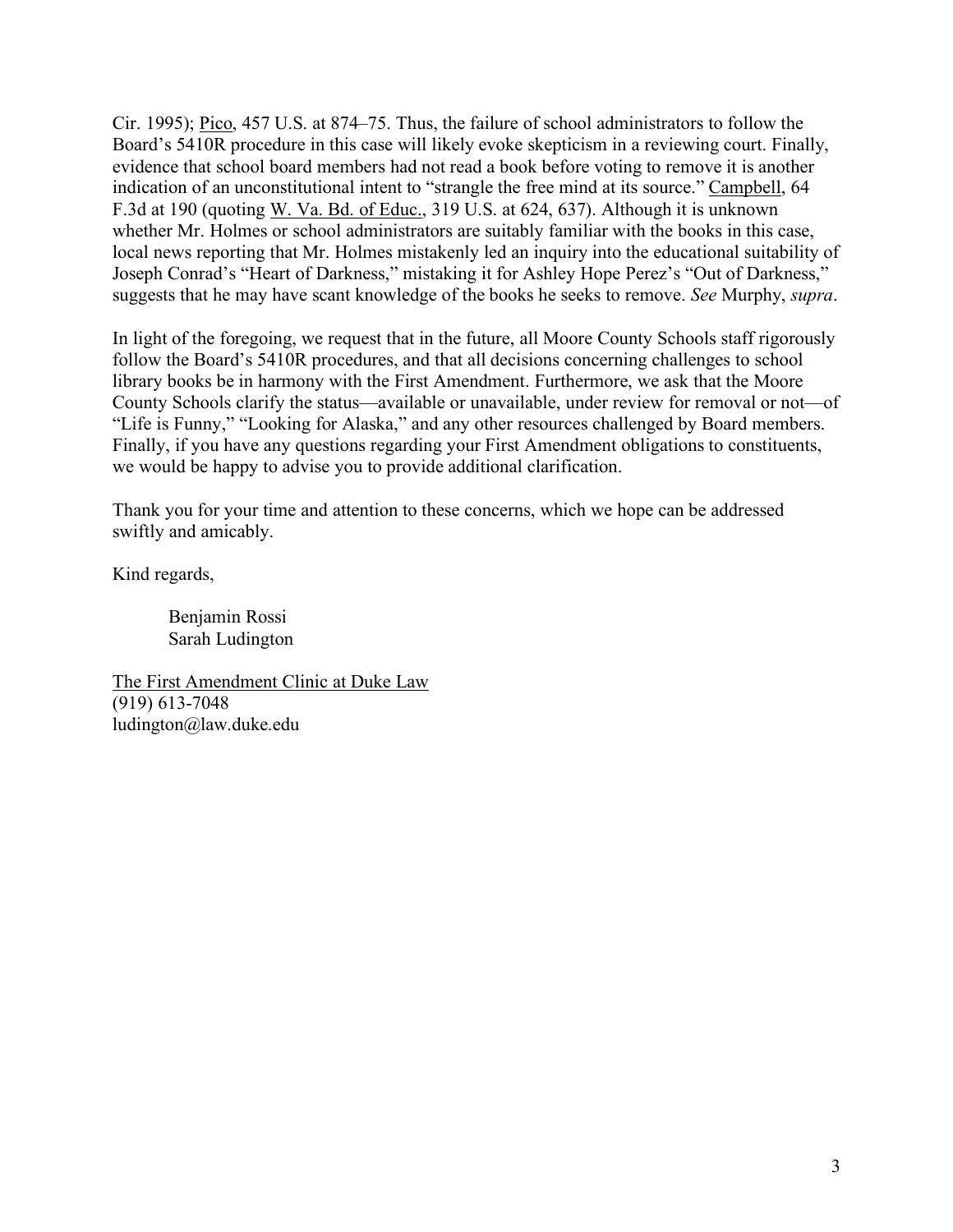Cir. 1995); Pico, 457 U.S. at 874–75. Thus, the failure of school administrators to follow the Board's 5410R procedure in this case will likely evoke skepticism in a reviewing court. Finally, evidence that school board members had not read a book before voting to remove it is another indication of an unconstitutional intent to "strangle the free mind at its source." Campbell, 64 F.3d at 190 (quoting W. Va. Bd. of Educ., 319 U.S. at 624, 637). Although it is unknown whether Mr. Holmes or school administrators are suitably familiar with the books in this case, local news reporting that Mr. Holmes mistakenly led an inquiry into the educational suitability of Joseph Conrad's "Heart of Darkness," mistaking it for Ashley Hope Perez's "Out of Darkness," suggests that he may have scant knowledge of the books he seeks to remove. *See* Murphy, *supra*.

In light of the foregoing, we request that in the future, all Moore County Schools staff rigorously follow the Board's 5410R procedures, and that all decisions concerning challenges to school library books be in harmony with the First Amendment. Furthermore, we ask that the Moore County Schools clarify the status—available or unavailable, under review for removal or not—of "Life is Funny," "Looking for Alaska," and any other resources challenged by Board members. Finally, if you have any questions regarding your First Amendment obligations to constituents, we would be happy to advise you to provide additional clarification.

Thank you for your time and attention to these concerns, which we hope can be addressed swiftly and amicably.

Kind regards,

Benjamin Rossi
Sarah Ludington

The First Amendment Clinic at Duke Law
(919) 613-7048
ludington@law.duke.edu